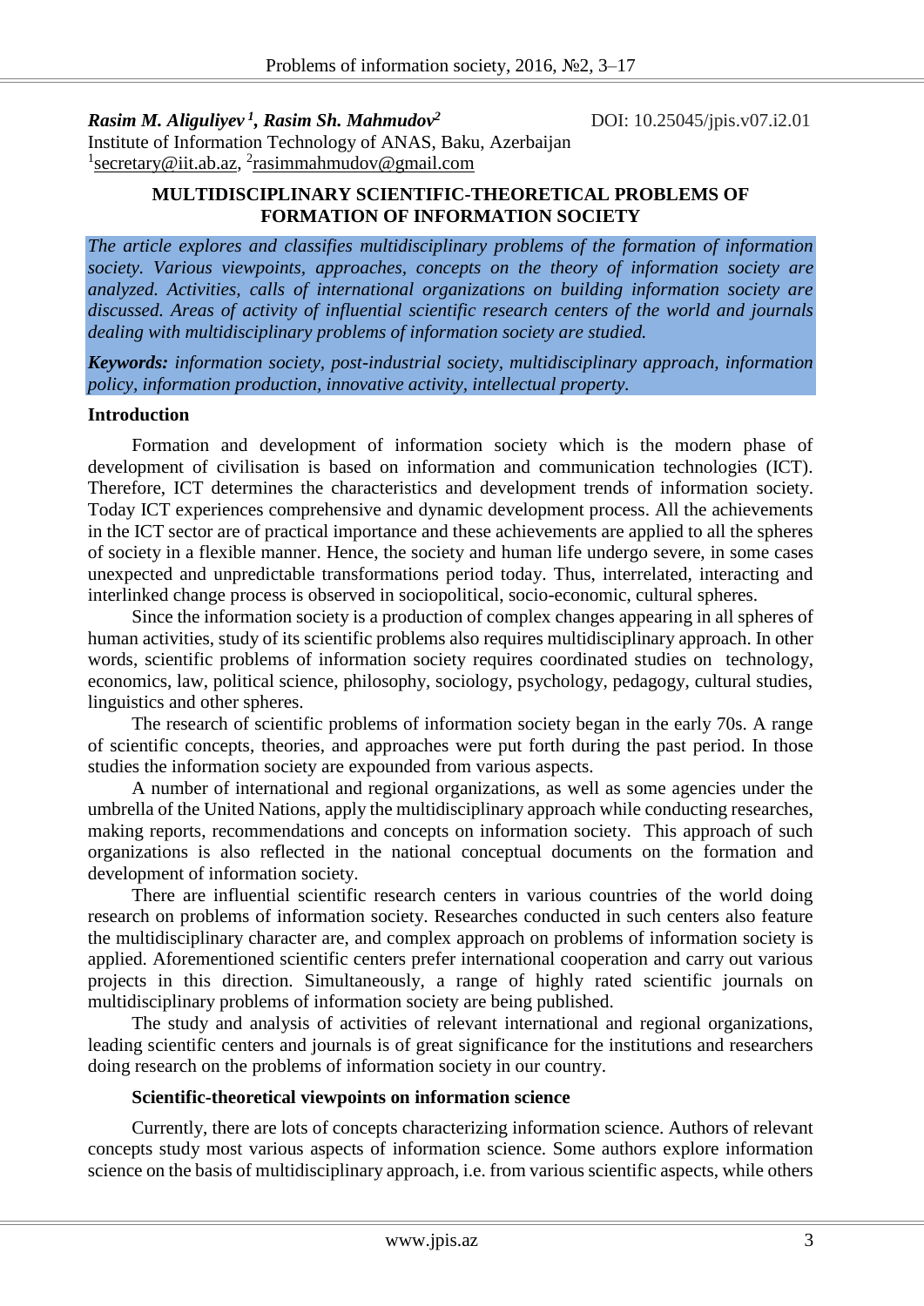**_Rasim M. Aliguliyev [1], Rasim Sh. Mahmudov[2]_** DOI: 10.25045/jpis.v07.i2.01

Institute of Information Technology of ANAS, Baku, Azerbaijan

[1]secretary@iit.ab.az, [2]rasimmahmudov@gmail.com

# MULTIDISCIPLINARY SCIENTIFIC-THEORETICAL PROBLEMS OF FORMATION OF INFORMATION SOCIETY

*The article explores and classifies multidisciplinary problems of the formation of information society. Various viewpoints, approaches, concepts on the theory of information society are analyzed. Activities, calls of international organizations on building information society are discussed. Areas of activity of influential scientific research centers of the world and journals dealing with multidisciplinary problems of information society are studied.*

***Keywords:*** *information society, post-industrial society, multidisciplinary approach, information policy, information production, innovative activity, intellectual property.*

## Introduction

Formation and development of information society which is the modern phase of development of civilisation is based on information and communication technologies (ICT). Therefore, ICT determines the characteristics and development trends of information society. Today ICT experiences comprehensive and dynamic development process. All the achievements in the ICT sector are of practical importance and these achievements are applied to all the spheres of society in a flexible manner. Hence, the society and human life undergo severe, in some cases unexpected and unpredictable transformations period today. Thus, interrelated, interacting and interlinked change process is observed in sociopolitical, socio-economic, cultural spheres.

Since the information society is a production of complex changes appearing in all spheres of human activities, study of its scientific problems also requires multidisciplinary approach. In other words, scientific problems of information society requires coordinated studies on technology, economics, law, political science, philosophy, sociology, psychology, pedagogy, cultural studies, linguistics and other spheres.

The research of scientific problems of information society began in the early 70s. A range of scientific concepts, theories, and approaches were put forth during the past period. In those studies the information society are expounded from various aspects.

A number of international and regional organizations, as well as some agencies under the umbrella of the United Nations, apply the multidisciplinary approach while conducting researches, making reports, recommendations and concepts on information society. This approach of such organizations is also reflected in the national conceptual documents on the formation and development of information society.

There are influential scientific research centers in various countries of the world doing research on problems of information society. Researches conducted in such centers also feature the multidisciplinary character are, and complex approach on problems of information society is applied. Aforementioned scientific centers prefer international cooperation and carry out various projects in this direction. Simultaneously, a range of highly rated scientific journals on multidisciplinary problems of information society are being published.

The study and analysis of activities of relevant international and regional organizations, leading scientific centers and journals is of great significance for the institutions and researchers doing research on the problems of information society in our country.

### Scientific-theoretical viewpoints on information science

Currently, there are lots of concepts characterizing information science. Authors of relevant concepts study most various aspects of information science. Some authors explore information science on the basis of multidisciplinary approach, i.e. from various scientific aspects, while others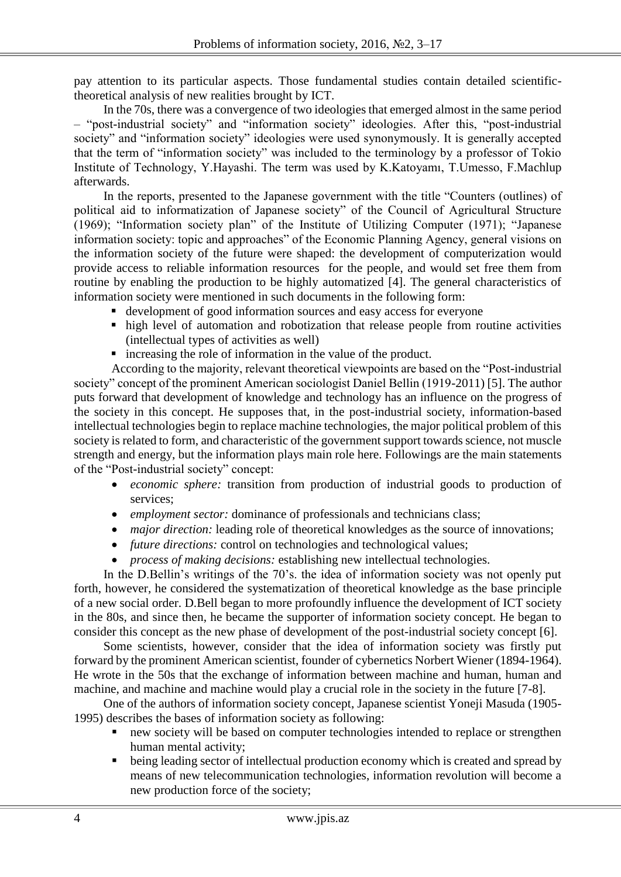pay attention to its particular aspects. Those fundamental studies contain detailed scientific-theoretical analysis of new realities brought by ICT.

In the 70s, there was a convergence of two ideologies that emerged almost in the same period – "post-industrial society" and "information society" ideologies. After this, "post-industrial society" and "information society" ideologies were used synonymously. It is generally accepted that the term of "information society" was included to the terminology by a professor of Tokio Institute of Technology, Y.Hayashi. The term was used by K.Katoyamı, T.Umesso, F.Machlup afterwards.

In the reports, presented to the Japanese government with the title "Counters (outlines) of political aid to informatization of Japanese society" of the Council of Agricultural Structure (1969); "Information society plan" of the Institute of Utilizing Computer (1971); "Japanese information society: topic and approaches" of the Economic Planning Agency, general visions on the information society of the future were shaped: the development of computerization would provide access to reliable information resources for the people, and would set free them from routine by enabling the production to be highly automatized [4]. The general characteristics of information society were mentioned in such documents in the following form:

- development of good information sources and easy access for everyone
- high level of automation and robotization that release people from routine activities (intellectual types of activities as well)
- increasing the role of information in the value of the product.

According to the majority, relevant theoretical viewpoints are based on the "Post-industrial society" concept of the prominent American sociologist Daniel Bellin (1919-2011) [5]. The author puts forward that development of knowledge and technology has an influence on the progress of the society in this concept. He supposes that, in the post-industrial society, information-based intellectual technologies begin to replace machine technologies, the major political problem of this society is related to form, and characteristic of the government support towards science, not muscle strength and energy, but the information plays main role here. Followings are the main statements of the "Post-industrial society" concept:

- *economic sphere:* transition from production of industrial goods to production of services;
- *employment sector:* dominance of professionals and technicians class;
- *major direction:* leading role of theoretical knowledges as the source of innovations;
- *future directions:* control on technologies and technological values;
- *process of making decisions:* establishing new intellectual technologies.

In the D.Bellin's writings of the 70's. the idea of information society was not openly put forth, however, he considered the systematization of theoretical knowledge as the base principle of a new social order. D.Bell began to more profoundly influence the development of ICT society in the 80s, and since then, he became the supporter of information society concept. He began to consider this concept as the new phase of development of the post-industrial society concept [6].

Some scientists, however, consider that the idea of information society was firstly put forward by the prominent American scientist, founder of cybernetics Norbert Wiener (1894-1964). He wrote in the 50s that the exchange of information between machine and human, human and machine, and machine and machine would play a crucial role in the society in the future [7-8].

One of the authors of information society concept, Japanese scientist Yoneji Masuda (1905-1995) describes the bases of information society as following:

- new society will be based on computer technologies intended to replace or strengthen human mental activity;
- being leading sector of intellectual production economy which is created and spread by means of new telecommunication technologies, information revolution will become a new production force of the society;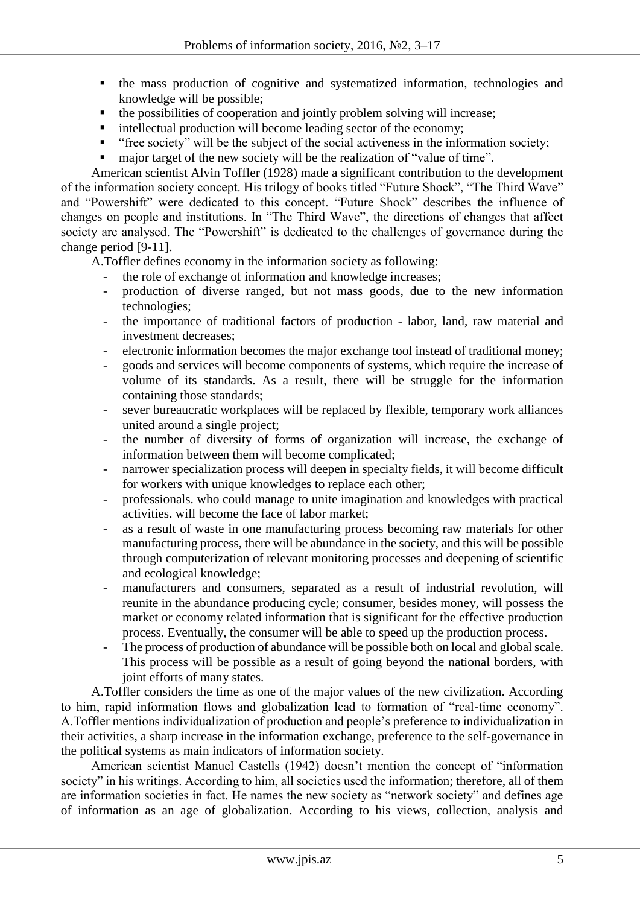- the mass production of cognitive and systematized information, technologies and knowledge will be possible;
- the possibilities of cooperation and jointly problem solving will increase;
- intellectual production will become leading sector of the economy;
- "free society" will be the subject of the social activeness in the information society;
- major target of the new society will be the realization of "value of time".

American scientist Alvin Toffler (1928) made a significant contribution to the development of the information society concept. His trilogy of books titled "Future Shock", "The Third Wave" and "Powershift" were dedicated to this concept. "Future Shock" describes the influence of changes on people and institutions. In "The Third Wave", the directions of changes that affect society are analysed. The "Powershift" is dedicated to the challenges of governance during the change period [9-11].

A.Toffler defines economy in the information society as following:

- the role of exchange of information and knowledge increases;
- production of diverse ranged, but not mass goods, due to the new information technologies;
- the importance of traditional factors of production - labor, land, raw material and investment decreases;
- electronic information becomes the major exchange tool instead of traditional money;
- goods and services will become components of systems, which require the increase of volume of its standards. As a result, there will be struggle for the information containing those standards;
- sever bureaucratic workplaces will be replaced by flexible, temporary work alliances united around a single project;
- the number of diversity of forms of organization will increase, the exchange of information between them will become complicated;
- narrower specialization process will deepen in specialty fields, it will become difficult for workers with unique knowledges to replace each other;
- professionals. who could manage to unite imagination and knowledges with practical activities. will become the face of labor market;
- as a result of waste in one manufacturing process becoming raw materials for other manufacturing process, there will be abundance in the society, and this will be possible through computerization of relevant monitoring processes and deepening of scientific and ecological knowledge;
- manufacturers and consumers, separated as a result of industrial revolution, will reunite in the abundance producing cycle; consumer, besides money, will possess the market or economy related information that is significant for the effective production process. Eventually, the consumer will be able to speed up the production process.
- The process of production of abundance will be possible both on local and global scale. This process will be possible as a result of going beyond the national borders, with joint efforts of many states.

A.Toffler considers the time as one of the major values of the new civilization. According to him, rapid information flows and globalization lead to formation of "real-time economy". A.Toffler mentions individualization of production and people's preference to individualization in their activities, a sharp increase in the information exchange, preference to the self-governance in the political systems as main indicators of information society.

American scientist Manuel Castells (1942) doesn't mention the concept of "information society" in his writings. According to him, all societies used the information; therefore, all of them are information societies in fact. He names the new society as "network society" and defines age of information as an age of globalization. According to his views, collection, analysis and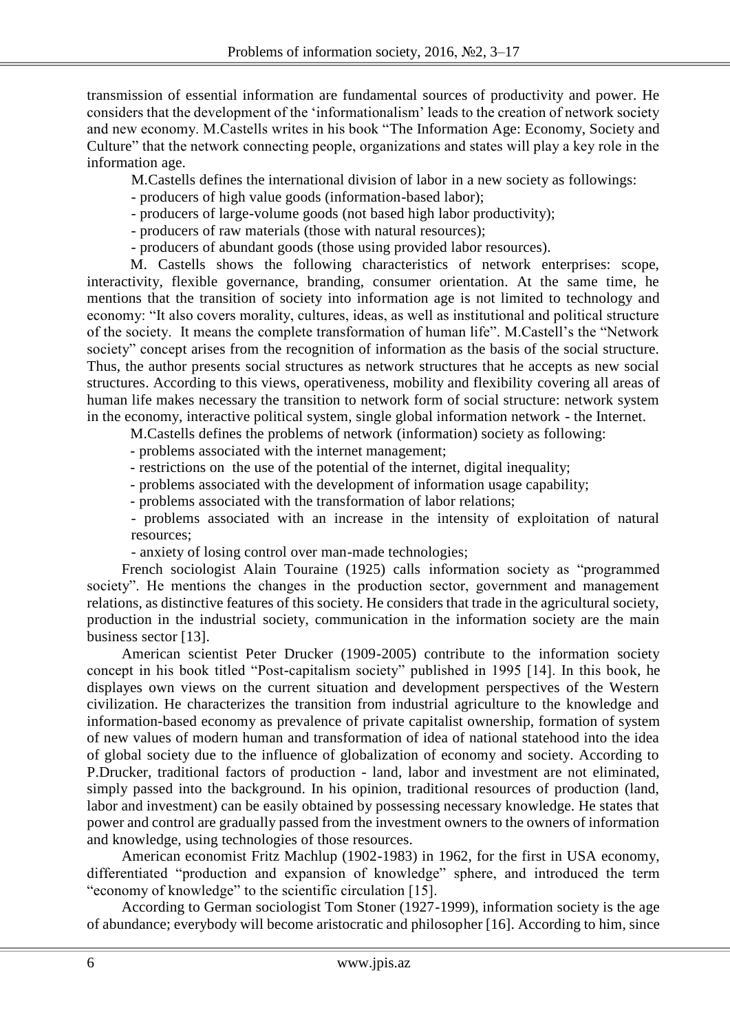transmission of essential information are fundamental sources of productivity and power. He considers that the development of the 'informationalism' leads to the creation of network society and new economy. M.Castells writes in his book "The Information Age: Economy, Society and Culture" that the network connecting people, organizations and states will play a key role in the information age.

M.Castells defines the international division of labor in a new society as followings:

- producers of high value goods (information-based labor);
- producers of large-volume goods (not based high labor productivity);
- producers of raw materials (those with natural resources);
- producers of abundant goods (those using provided labor resources).

M. Castells shows the following characteristics of network enterprises: scope, interactivity, flexible governance, branding, consumer orientation. At the same time, he mentions that the transition of society into information age is not limited to technology and economy: "It also covers morality, cultures, ideas, as well as institutional and political structure of the society. It means the complete transformation of human life". M.Castell's the "Network society" concept arises from the recognition of information as the basis of the social structure. Thus, the author presents social structures as network structures that he accepts as new social structures. According to this views, operativeness, mobility and flexibility covering all areas of human life makes necessary the transition to network form of social structure: network system in the economy, interactive political system, single global information network - the Internet.

M.Castells defines the problems of network (information) society as following:

- problems associated with the internet management;
- restrictions on the use of the potential of the internet, digital inequality;
- problems associated with the development of information usage capability;
- problems associated with the transformation of labor relations;
- problems associated with an increase in the intensity of exploitation of natural resources;
- anxiety of losing control over man-made technologies;

French sociologist Alain Touraine (1925) calls information society as "programmed society". He mentions the changes in the production sector, government and management relations, as distinctive features of this society. He considers that trade in the agricultural society, production in the industrial society, communication in the information society are the main business sector [13].

American scientist Peter Drucker (1909-2005) contribute to the information society concept in his book titled "Post-capitalism society" published in 1995 [14]. In this book, he displayes own views on the current situation and development perspectives of the Western civilization. He characterizes the transition from industrial agriculture to the knowledge and information-based economy as prevalence of private capitalist ownership, formation of system of new values of modern human and transformation of idea of national statehood into the idea of global society due to the influence of globalization of economy and society. According to P.Drucker, traditional factors of production - land, labor and investment are not eliminated, simply passed into the background. In his opinion, traditional resources of production (land, labor and investment) can be easily obtained by possessing necessary knowledge. He states that power and control are gradually passed from the investment owners to the owners of information and knowledge, using technologies of those resources.

American economist Fritz Machlup (1902-1983) in 1962, for the first in USA economy, differentiated "production and expansion of knowledge" sphere, and introduced the term "economy of knowledge" to the scientific circulation [15].

According to German sociologist Tom Stoner (1927-1999), information society is the age of abundance; everybody will become aristocratic and philosopher [16]. According to him, since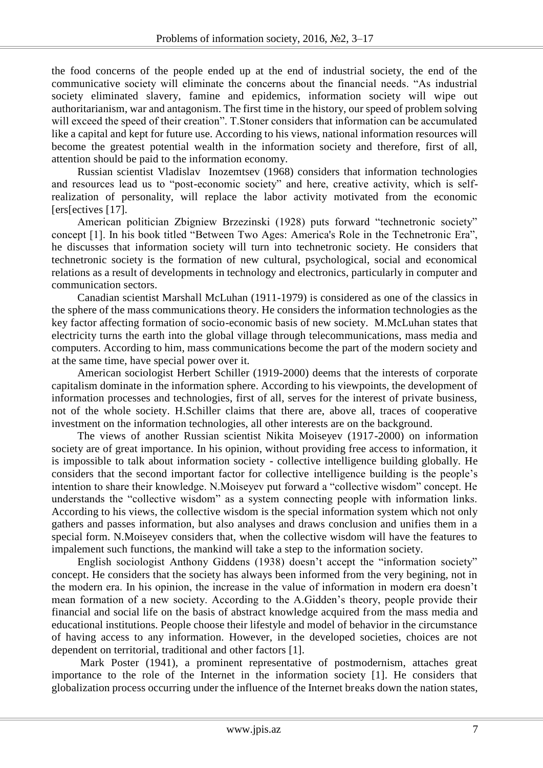the food concerns of the people ended up at the end of industrial society, the end of the communicative society will eliminate the concerns about the financial needs. “As industrial society eliminated slavery, famine and epidemics, information society will wipe out authoritarianism, war and antagonism. The first time in the history, our speed of problem solving will exceed the speed of their creation”. T.Stoner considers that information can be accumulated like a capital and kept for future use. According to his views, national information resources will become the greatest potential wealth in the information society and therefore, first of all, attention should be paid to the information economy.

Russian scientist Vladislav Inozemtsev (1968) considers that information technologies and resources lead us to “post-economic society” and here, creative activity, which is self-realization of personality, will replace the labor activity motivated from the economic [ers[ectives [17].

American politician Zbigniew Brzezinski (1928) puts forward “technetronic society” concept [1]. In his book titled “Between Two Ages: America's Role in the Technetronic Era”, he discusses that information society will turn into technetronic society. He considers that technetronic society is the formation of new cultural, psychological, social and economical relations as a result of developments in technology and electronics, particularly in computer and communication sectors.

Canadian scientist Marshall McLuhan (1911-1979) is considered as one of the classics in the sphere of the mass communications theory. He considers the information technologies as the key factor affecting formation of socio-economic basis of new society. M.McLuhan states that electricity turns the earth into the global village through telecommunications, mass media and computers. According to him, mass communications become the part of the modern society and at the same time, have special power over it.

American sociologist Herbert Schiller (1919-2000) deems that the interests of corporate capitalism dominate in the information sphere. According to his viewpoints, the development of information processes and technologies, first of all, serves for the interest of private business, not of the whole society. H.Schiller claims that there are, above all, traces of cooperative investment on the information technologies, all other interests are on the background.

The views of another Russian scientist Nikita Moiseyev (1917-2000) on information society are of great importance. In his opinion, without providing free access to information, it is impossible to talk about information society - collective intelligence building globally. He considers that the second important factor for collective intelligence building is the people’s intention to share their knowledge. N.Moiseyev put forward a “collective wisdom” concept. He understands the “collective wisdom” as a system connecting people with information links. According to his views, the collective wisdom is the special information system which not only gathers and passes information, but also analyses and draws conclusion and unifies them in a special form. N.Moiseyev considers that, when the collective wisdom will have the features to impalement such functions, the mankind will take a step to the information society.

English sociologist Anthony Giddens (1938) doesn’t accept the “information society” concept. He considers that the society has always been informed from the very begining, not in the modern era. In his opinion, the increase in the value of information in modern era doesn’t mean formation of a new society. According to the A.Gidden’s theory, people provide their financial and social life on the basis of abstract knowledge acquired from the mass media and educational institutions. People choose their lifestyle and model of behavior in the circumstance of having access to any information. However, in the developed societies, choices are not dependent on territorial, traditional and other factors [1].

Mark Poster (1941), a prominent representative of postmodernism, attaches great importance to the role of the Internet in the information society [1]. He considers that globalization process occurring under the influence of the Internet breaks down the nation states,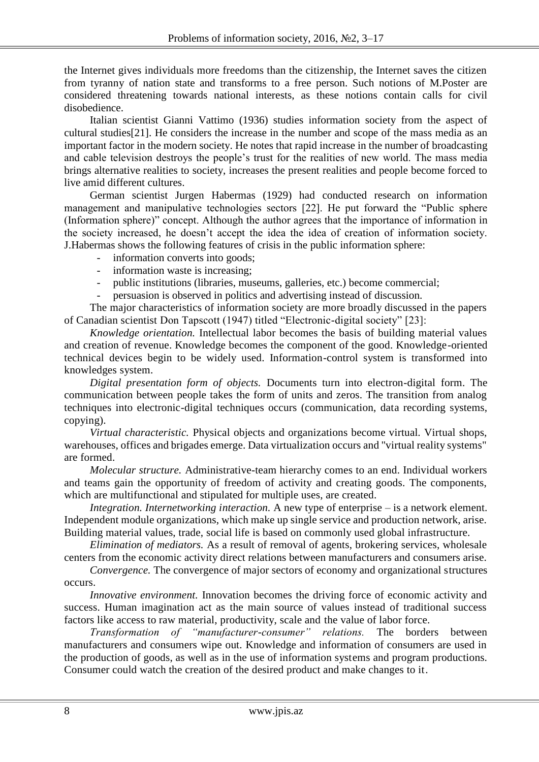the Internet gives individuals more freedoms than the citizenship, the Internet saves the citizen from tyranny of nation state and transforms to a free person. Such notions of M.Poster are considered threatening towards national interests, as these notions contain calls for civil disobedience.

Italian scientist Gianni Vattimo (1936) studies information society from the aspect of cultural studies[21]. He considers the increase in the number and scope of the mass media as an important factor in the modern society. He notes that rapid increase in the number of broadcasting and cable television destroys the people's trust for the realities of new world. The mass media brings alternative realities to society, increases the present realities and people become forced to live amid different cultures.

German scientist Jurgen Habermas (1929) had conducted research on information management and manipulative technologies sectors [22]. He put forward the "Public sphere (Information sphere)" concept. Although the author agrees that the importance of information in the society increased, he doesn't accept the idea the idea of creation of information society. J.Habermas shows the following features of crisis in the public information sphere:

- information converts into goods;
- information waste is increasing;
- public institutions (libraries, museums, galleries, etc.) become commercial;
- persuasion is observed in politics and advertising instead of discussion.

The major characteristics of information society are more broadly discussed in the papers of Canadian scientist Don Tapscott (1947) titled "Electronic-digital society" [23]:

*Knowledge orientation.* Intellectual labor becomes the basis of building material values and creation of revenue. Knowledge becomes the component of the good. Knowledge-oriented technical devices begin to be widely used. Information-control system is transformed into knowledges system.

*Digital presentation form of objects.* Documents turn into electron-digital form. The communication between people takes the form of units and zeros. The transition from analog techniques into electronic-digital techniques occurs (communication, data recording systems, copying).

*Virtual characteristic.* Physical objects and organizations become virtual. Virtual shops, warehouses, offices and brigades emerge. Data virtualization occurs and "virtual reality systems" are formed.

*Molecular structure.* Administrative-team hierarchy comes to an end. Individual workers and teams gain the opportunity of freedom of activity and creating goods. The components, which are multifunctional and stipulated for multiple uses, are created.

*Integration. Internetworking interaction.* A new type of enterprise – is a network element. Independent module organizations, which make up single service and production network, arise. Building material values, trade, social life is based on commonly used global infrastructure.

*Elimination of mediators.* As a result of removal of agents, brokering services, wholesale centers from the economic activity direct relations between manufacturers and consumers arise.

*Convergence.* The convergence of major sectors of economy and organizational structures occurs.

*Innovative environment.* Innovation becomes the driving force of economic activity and success. Human imagination act as the main source of values instead of traditional success factors like access to raw material, productivity, scale and the value of labor force.

*Transformation of "manufacturer-consumer" relations.* The borders between manufacturers and consumers wipe out. Knowledge and information of consumers are used in the production of goods, as well as in the use of information systems and program productions. Consumer could watch the creation of the desired product and make changes to it.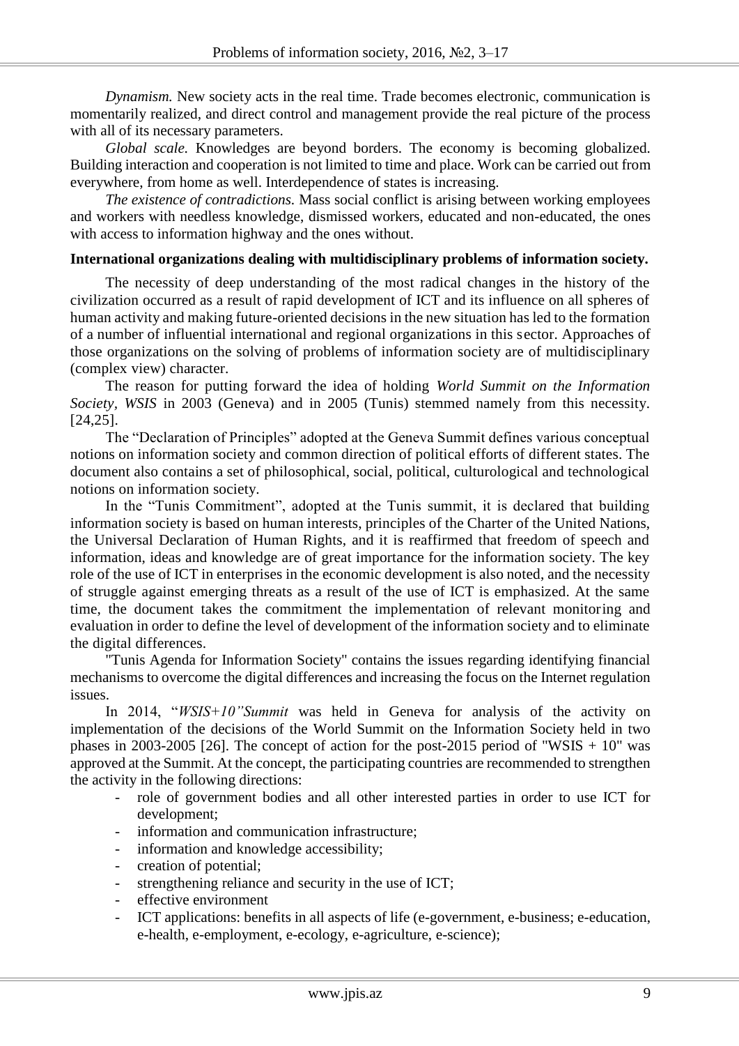*Dynamism.* New society acts in the real time. Trade becomes electronic, communication is momentarily realized, and direct control and management provide the real picture of the process with all of its necessary parameters.

*Global scale.* Knowledges are beyond borders. The economy is becoming globalized. Building interaction and cooperation is not limited to time and place. Work can be carried out from everywhere, from home as well. Interdependence of states is increasing.

*The existence of contradictions.* Mass social conflict is arising between working employees and workers with needless knowledge, dismissed workers, educated and non-educated, the ones with access to information highway and the ones without.

**International organizations dealing with multidisciplinary problems of information society.**

The necessity of deep understanding of the most radical changes in the history of the civilization occurred as a result of rapid development of ICT and its influence on all spheres of human activity and making future-oriented decisions in the new situation has led to the formation of a number of influential international and regional organizations in this sector. Approaches of those organizations on the solving of problems of information society are of multidisciplinary (complex view) character.

The reason for putting forward the idea of holding *World Summit on the Information Society, WSIS* in 2003 (Geneva) and in 2005 (Tunis) stemmed namely from this necessity. [24,25].

The "Declaration of Principles" adopted at the Geneva Summit defines various conceptual notions on information society and common direction of political efforts of different states. The document also contains a set of philosophical, social, political, culturological and technological notions on information society.

In the "Tunis Commitment", adopted at the Tunis summit, it is declared that building information society is based on human interests, principles of the Charter of the United Nations, the Universal Declaration of Human Rights, and it is reaffirmed that freedom of speech and information, ideas and knowledge are of great importance for the information society. The key role of the use of ICT in enterprises in the economic development is also noted, and the necessity of struggle against emerging threats as a result of the use of ICT is emphasized. At the same time, the document takes the commitment the implementation of relevant monitoring and evaluation in order to define the level of development of the information society and to eliminate the digital differences.

"Tunis Agenda for Information Society" contains the issues regarding identifying financial mechanisms to overcome the digital differences and increasing the focus on the Internet regulation issues.

In 2014, "*WSIS+10"Summit* was held in Geneva for analysis of the activity on implementation of the decisions of the World Summit on the Information Society held in two phases in 2003-2005 [26]. The concept of action for the post-2015 period of "WSIS + 10" was approved at the Summit. At the concept, the participating countries are recommended to strengthen the activity in the following directions:

- role of government bodies and all other interested parties in order to use ICT for development;
- information and communication infrastructure;
- information and knowledge accessibility;
- creation of potential;
- strengthening reliance and security in the use of ICT;
- effective environment
- ICT applications: benefits in all aspects of life (e-government, e-business; e-education, e-health, e-employment, e-ecology, e-agriculture, e-science);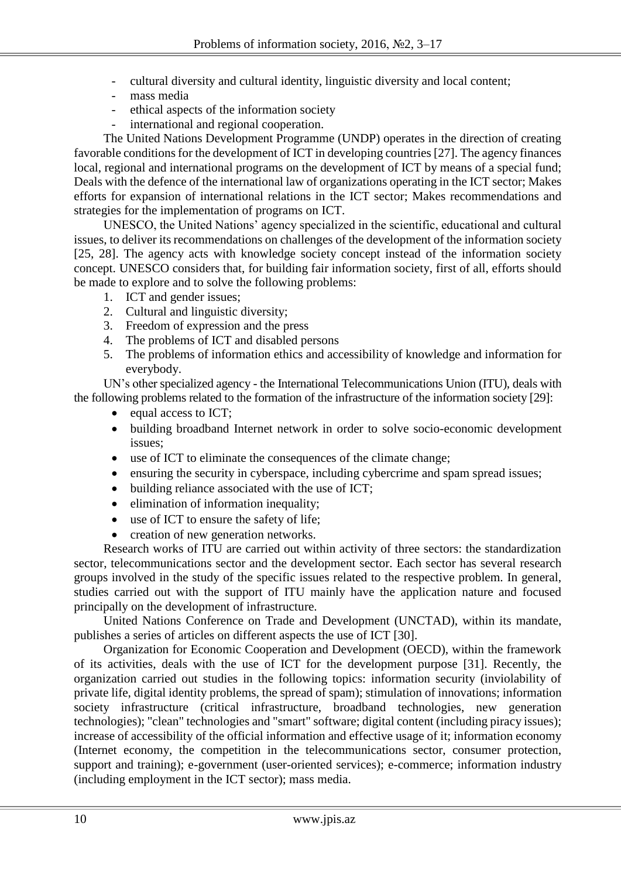- cultural diversity and cultural identity, linguistic diversity and local content;
- mass media
- ethical aspects of the information society
- international and regional cooperation.

The United Nations Development Programme (UNDP) operates in the direction of creating favorable conditions for the development of ICT in developing countries [27]. The agency finances local, regional and international programs on the development of ICT by means of a special fund; Deals with the defence of the international law of organizations operating in the ICT sector; Makes efforts for expansion of international relations in the ICT sector; Makes recommendations and strategies for the implementation of programs on ICT.

UNESCO, the United Nations' agency specialized in the scientific, educational and cultural issues, to deliver its recommendations on challenges of the development of the information society [25, 28]. The agency acts with knowledge society concept instead of the information society concept. UNESCO considers that, for building fair information society, first of all, efforts should be made to explore and to solve the following problems:

1. ICT and gender issues;
2. Cultural and linguistic diversity;
3. Freedom of expression and the press
4. The problems of ICT and disabled persons
5. The problems of information ethics and accessibility of knowledge and information for everybody.

UN's other specialized agency - the International Telecommunications Union (ITU), deals with the following problems related to the formation of the infrastructure of the information society [29]:

- equal access to ICT;
- building broadband Internet network in order to solve socio-economic development issues;
- use of ICT to eliminate the consequences of the climate change;
- ensuring the security in cyberspace, including cybercrime and spam spread issues;
- building reliance associated with the use of ICT;
- elimination of information inequality;
- use of ICT to ensure the safety of life;
- creation of new generation networks.

Research works of ITU are carried out within activity of three sectors: the standardization sector, telecommunications sector and the development sector. Each sector has several research groups involved in the study of the specific issues related to the respective problem. In general, studies carried out with the support of ITU mainly have the application nature and focused principally on the development of infrastructure.

United Nations Conference on Trade and Development (UNCTAD), within its mandate, publishes a series of articles on different aspects the use of ICT [30].

Organization for Economic Cooperation and Development (OECD), within the framework of its activities, deals with the use of ICT for the development purpose [31]. Recently, the organization carried out studies in the following topics: information security (inviolability of private life, digital identity problems, the spread of spam); stimulation of innovations; information society infrastructure (critical infrastructure, broadband technologies, new generation technologies); "clean" technologies and "smart" software; digital content (including piracy issues); increase of accessibility of the official information and effective usage of it; information economy (Internet economy, the competition in the telecommunications sector, consumer protection, support and training); e-government (user-oriented services); e-commerce; information industry (including employment in the ICT sector); mass media.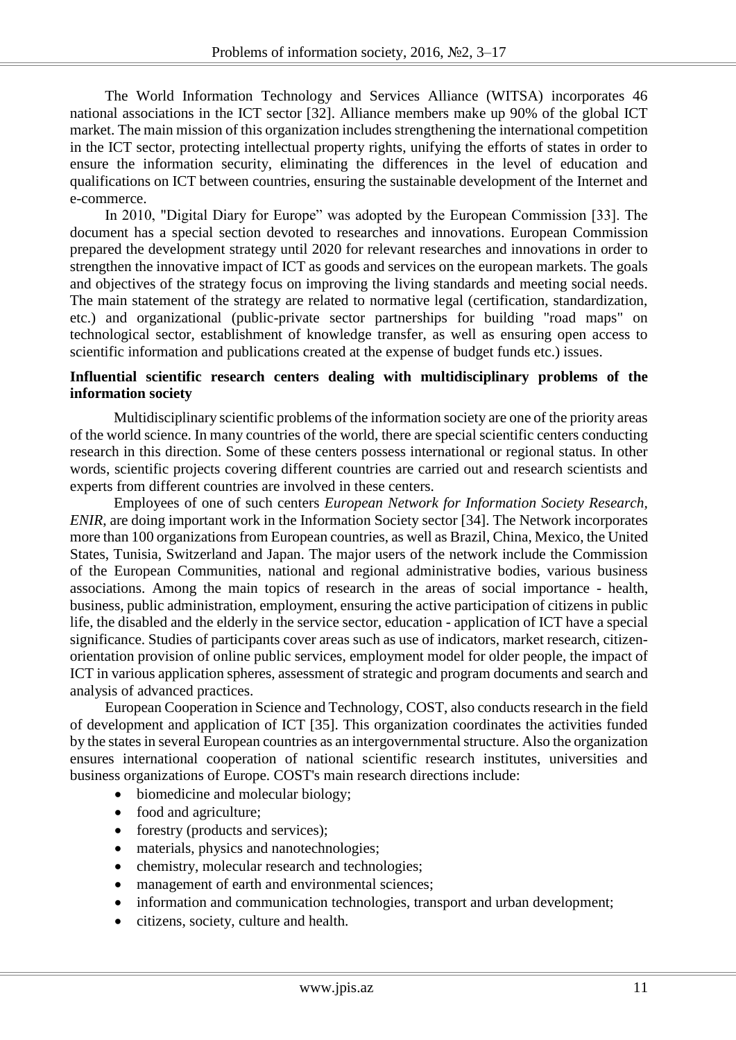The World Information Technology and Services Alliance (WITSA) incorporates 46 national associations in the ICT sector [32]. Alliance members make up 90% of the global ICT market. The main mission of this organization includes strengthening the international competition in the ICT sector, protecting intellectual property rights, unifying the efforts of states in order to ensure the information security, eliminating the differences in the level of education and qualifications on ICT between countries, ensuring the sustainable development of the Internet and e-commerce.

In 2010, "Digital Diary for Europe" was adopted by the European Commission [33]. The document has a special section devoted to researches and innovations. European Commission prepared the development strategy until 2020 for relevant researches and innovations in order to strengthen the innovative impact of ICT as goods and services on the european markets. The goals and objectives of the strategy focus on improving the living standards and meeting social needs. The main statement of the strategy are related to normative legal (certification, standardization, etc.) and organizational (public-private sector partnerships for building "road maps" on technological sector, establishment of knowledge transfer, as well as ensuring open access to scientific information and publications created at the expense of budget funds etc.) issues.

## Influential scientific research centers dealing with multidisciplinary problems of the information society

Multidisciplinary scientific problems of the information society are one of the priority areas of the world science. In many countries of the world, there are special scientific centers conducting research in this direction. Some of these centers possess international or regional status. In other words, scientific projects covering different countries are carried out and research scientists and experts from different countries are involved in these centers.

Employees of one of such centers *European Network for Information Society Research, ENIR,* are doing important work in the Information Society sector [34]. The Network incorporates more than 100 organizations from European countries, as well as Brazil, China, Mexico, the United States, Tunisia, Switzerland and Japan. The major users of the network include the Commission of the European Communities, national and regional administrative bodies, various business associations. Among the main topics of research in the areas of social importance - health, business, public administration, employment, ensuring the active participation of citizens in public life, the disabled and the elderly in the service sector, education - application of ICT have a special significance. Studies of participants cover areas such as use of indicators, market research, citizen-orientation provision of online public services, employment model for older people, the impact of ICT in various application spheres, assessment of strategic and program documents and search and analysis of advanced practices.

European Cooperation in Science and Technology, COST, also conducts research in the field of development and application of ICT [35]. This organization coordinates the activities funded by the states in several European countries as an intergovernmental structure. Also the organization ensures international cooperation of national scientific research institutes, universities and business organizations of Europe. COST's main research directions include:

- biomedicine and molecular biology;
- food and agriculture;
- forestry (products and services);
- materials, physics and nanotechnologies;
- chemistry, molecular research and technologies;
- management of earth and environmental sciences;
- information and communication technologies, transport and urban development;
- citizens, society, culture and health.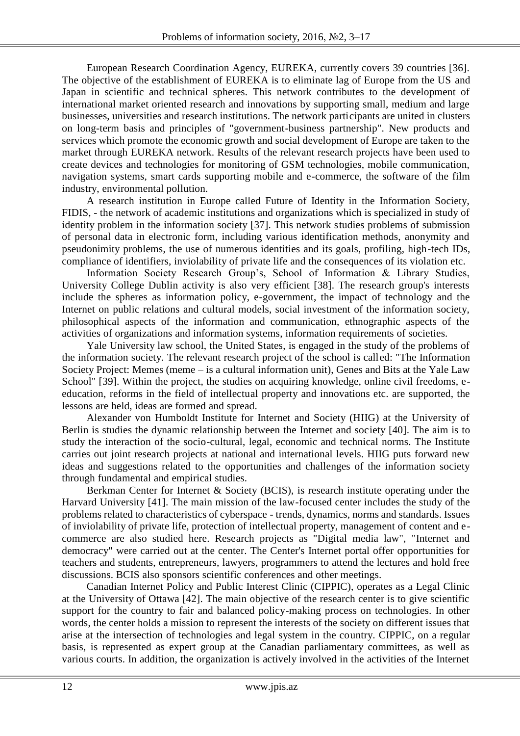European Research Coordination Agency, EUREKA, currently covers 39 countries [36]. The objective of the establishment of EUREKA is to eliminate lag of Europe from the US and Japan in scientific and technical spheres. This network contributes to the development of international market oriented research and innovations by supporting small, medium and large businesses, universities and research institutions. The network participants are united in clusters on long-term basis and principles of "government-business partnership". New products and services which promote the economic growth and social development of Europe are taken to the market through EUREKA network. Results of the relevant research projects have been used to create devices and technologies for monitoring of GSM technologies, mobile communication, navigation systems, smart cards supporting mobile and e-commerce, the software of the film industry, environmental pollution.

A research institution in Europe called Future of Identity in the Information Society, FIDIS, - the network of academic institutions and organizations which is specialized in study of identity problem in the information society [37]. This network studies problems of submission of personal data in electronic form, including various identification methods, anonymity and pseudonimity problems, the use of numerous identities and its goals, profiling, high-tech IDs, compliance of identifiers, inviolability of private life and the consequences of its violation etc.

Information Society Research Group's, School of Information & Library Studies, University College Dublin activity is also very efficient [38]. The research group's interests include the spheres as information policy, e-government, the impact of technology and the Internet on public relations and cultural models, social investment of the information society, philosophical aspects of the information and communication, ethnographic aspects of the activities of organizations and information systems, information requirements of societies.

Yale University law school, the United States, is engaged in the study of the problems of the information society. The relevant research project of the school is called: "The Information Society Project: Memes (meme – is a cultural information unit), Genes and Bits at the Yale Law School" [39]. Within the project, the studies on acquiring knowledge, online civil freedoms, e-education, reforms in the field of intellectual property and innovations etc. are supported, the lessons are held, ideas are formed and spread.

Alexander von Humboldt Institute for Internet and Society (HIIG) at the University of Berlin is studies the dynamic relationship between the Internet and society [40]. The aim is to study the interaction of the socio-cultural, legal, economic and technical norms. The Institute carries out joint research projects at national and international levels. HIIG puts forward new ideas and suggestions related to the opportunities and challenges of the information society through fundamental and empirical studies.

Berkman Center for Internet & Society (BCIS), is research institute operating under the Harvard University [41]. The main mission of the law-focused center includes the study of the problems related to characteristics of cyberspace - trends, dynamics, norms and standards. Issues of inviolability of private life, protection of intellectual property, management of content and e-commerce are also studied here. Research projects as "Digital media law", "Internet and democracy" were carried out at the center. The Center's Internet portal offer opportunities for teachers and students, entrepreneurs, lawyers, programmers to attend the lectures and hold free discussions. BCIS also sponsors scientific conferences and other meetings.

Canadian Internet Policy and Public Interest Clinic (CIPPIC), operates as a Legal Clinic at the University of Ottawa [42]. The main objective of the research center is to give scientific support for the country to fair and balanced policy-making process on technologies. In other words, the center holds a mission to represent the interests of the society on different issues that arise at the intersection of technologies and legal system in the country. CIPPIC, on a regular basis, is represented as expert group at the Canadian parliamentary committees, as well as various courts. In addition, the organization is actively involved in the activities of the Internet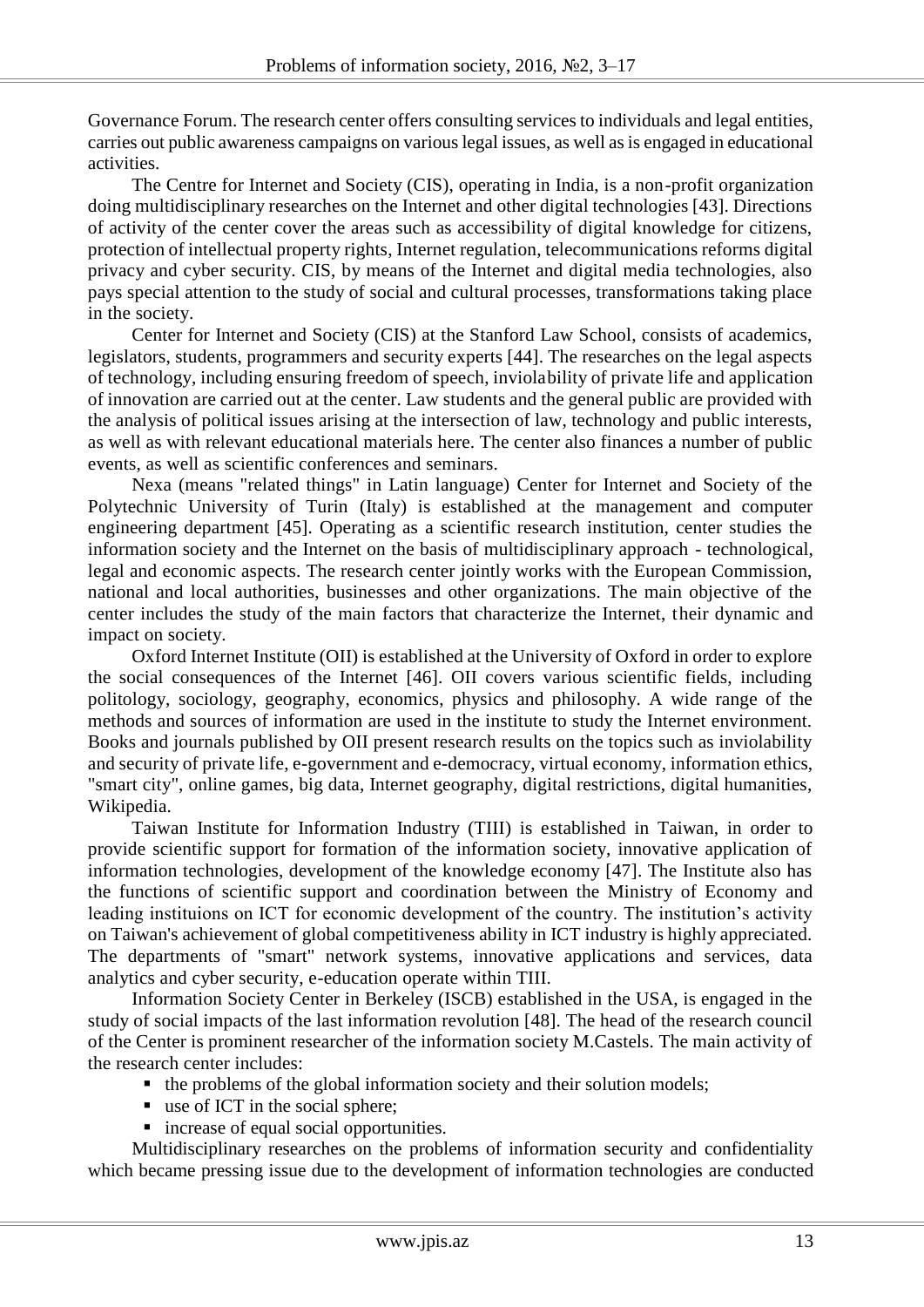Governance Forum. The research center offers consulting services to individuals and legal entities, carries out public awareness campaigns on various legal issues, as well as is engaged in educational activities.

The Centre for Internet and Society (CIS), operating in India, is a non-profit organization doing multidisciplinary researches on the Internet and other digital technologies [43]. Directions of activity of the center cover the areas such as accessibility of digital knowledge for citizens, protection of intellectual property rights, Internet regulation, telecommunications reforms digital privacy and cyber security. CIS, by means of the Internet and digital media technologies, also pays special attention to the study of social and cultural processes, transformations taking place in the society.

Center for Internet and Society (CIS) at the Stanford Law School, consists of academics, legislators, students, programmers and security experts [44]. The researches on the legal aspects of technology, including ensuring freedom of speech, inviolability of private life and application of innovation are carried out at the center. Law students and the general public are provided with the analysis of political issues arising at the intersection of law, technology and public interests, as well as with relevant educational materials here. The center also finances a number of public events, as well as scientific conferences and seminars.

Nexa (means "related things" in Latin language) Center for Internet and Society of the Polytechnic University of Turin (Italy) is established at the management and computer engineering department [45]. Operating as a scientific research institution, center studies the information society and the Internet on the basis of multidisciplinary approach - technological, legal and economic aspects. The research center jointly works with the European Commission, national and local authorities, businesses and other organizations. The main objective of the center includes the study of the main factors that characterize the Internet, their dynamic and impact on society.

Oxford Internet Institute (OII) is established at the University of Oxford in order to explore the social consequences of the Internet [46]. OII covers various scientific fields, including politology, sociology, geography, economics, physics and philosophy. A wide range of the methods and sources of information are used in the institute to study the Internet environment. Books and journals published by OII present research results on the topics such as inviolability and security of private life, e-government and e-democracy, virtual economy, information ethics, "smart city", online games, big data, Internet geography, digital restrictions, digital humanities, Wikipedia.

Taiwan Institute for Information Industry (TIII) is established in Taiwan, in order to provide scientific support for formation of the information society, innovative application of information technologies, development of the knowledge economy [47]. The Institute also has the functions of scientific support and coordination between the Ministry of Economy and leading instituions on ICT for economic development of the country. The institution's activity on Taiwan's achievement of global competitiveness ability in ICT industry is highly appreciated. The departments of "smart" network systems, innovative applications and services, data analytics and cyber security, e-education operate within TIII.

Information Society Center in Berkeley (ISCB) established in the USA, is engaged in the study of social impacts of the last information revolution [48]. The head of the research council of the Center is prominent researcher of the information society M.Castels. The main activity of the research center includes:

- the problems of the global information society and their solution models;
- use of ICT in the social sphere;
- increase of equal social opportunities.

Multidisciplinary researches on the problems of information security and confidentiality which became pressing issue due to the development of information technologies are conducted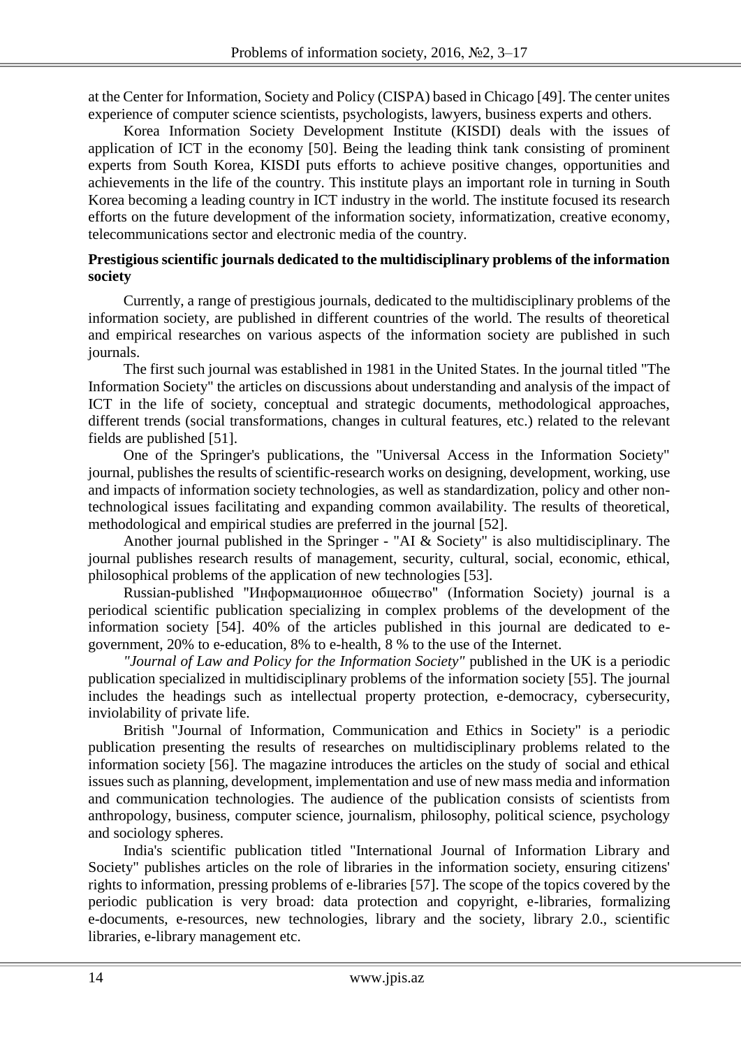at the Center for Information, Society and Policy (CISPA) based in Chicago [49]. The center unites experience of computer science scientists, psychologists, lawyers, business experts and others.

Korea Information Society Development Institute (KISDI) deals with the issues of application of ICT in the economy [50]. Being the leading think tank consisting of prominent experts from South Korea, KISDI puts efforts to achieve positive changes, opportunities and achievements in the life of the country. This institute plays an important role in turning in South Korea becoming a leading country in ICT industry in the world. The institute focused its research efforts on the future development of the information society, informatization, creative economy, telecommunications sector and electronic media of the country.

**Prestigious scientific journals dedicated to the multidisciplinary problems of the information society**

Currently, a range of prestigious journals, dedicated to the multidisciplinary problems of the information society, are published in different countries of the world. The results of theoretical and empirical researches on various aspects of the information society are published in such journals.

The first such journal was established in 1981 in the United States. In the journal titled "The Information Society" the articles on discussions about understanding and analysis of the impact of ICT in the life of society, conceptual and strategic documents, methodological approaches, different trends (social transformations, changes in cultural features, etc.) related to the relevant fields are published [51].

One of the Springer's publications, the "Universal Access in the Information Society" journal, publishes the results of scientific-research works on designing, development, working, use and impacts of information society technologies, as well as standardization, policy and other non-technological issues facilitating and expanding common availability. The results of theoretical, methodological and empirical studies are preferred in the journal [52].

Another journal published in the Springer - "AI & Society" is also multidisciplinary. The journal publishes research results of management, security, cultural, social, economic, ethical, philosophical problems of the application of new technologies [53].

Russian-published "Информационное общество" (Information Society) journal is a periodical scientific publication specializing in complex problems of the development of the information society [54]. 40% of the articles published in this journal are dedicated to e-government, 20% to e-education, 8% to e-health, 8 % to the use of the Internet.

*"Journal of Law and Policy for the Information Society"* published in the UK is a periodic publication specialized in multidisciplinary problems of the information society [55]. The journal includes the headings such as intellectual property protection, e-democracy, cybersecurity, inviolability of private life.

British "Journal of Information, Communication and Ethics in Society" is a periodic publication presenting the results of researches on multidisciplinary problems related to the information society [56]. The magazine introduces the articles on the study of social and ethical issues such as planning, development, implementation and use of new mass media and information and communication technologies. The audience of the publication consists of scientists from anthropology, business, computer science, journalism, philosophy, political science, psychology and sociology spheres.

India's scientific publication titled "International Journal of Information Library and Society" publishes articles on the role of libraries in the information society, ensuring citizens' rights to information, pressing problems of e-libraries [57]. The scope of the topics covered by the periodic publication is very broad: data protection and copyright, e-libraries, formalizing e-documents, e-resources, new technologies, library and the society, library 2.0., scientific libraries, e-library management etc.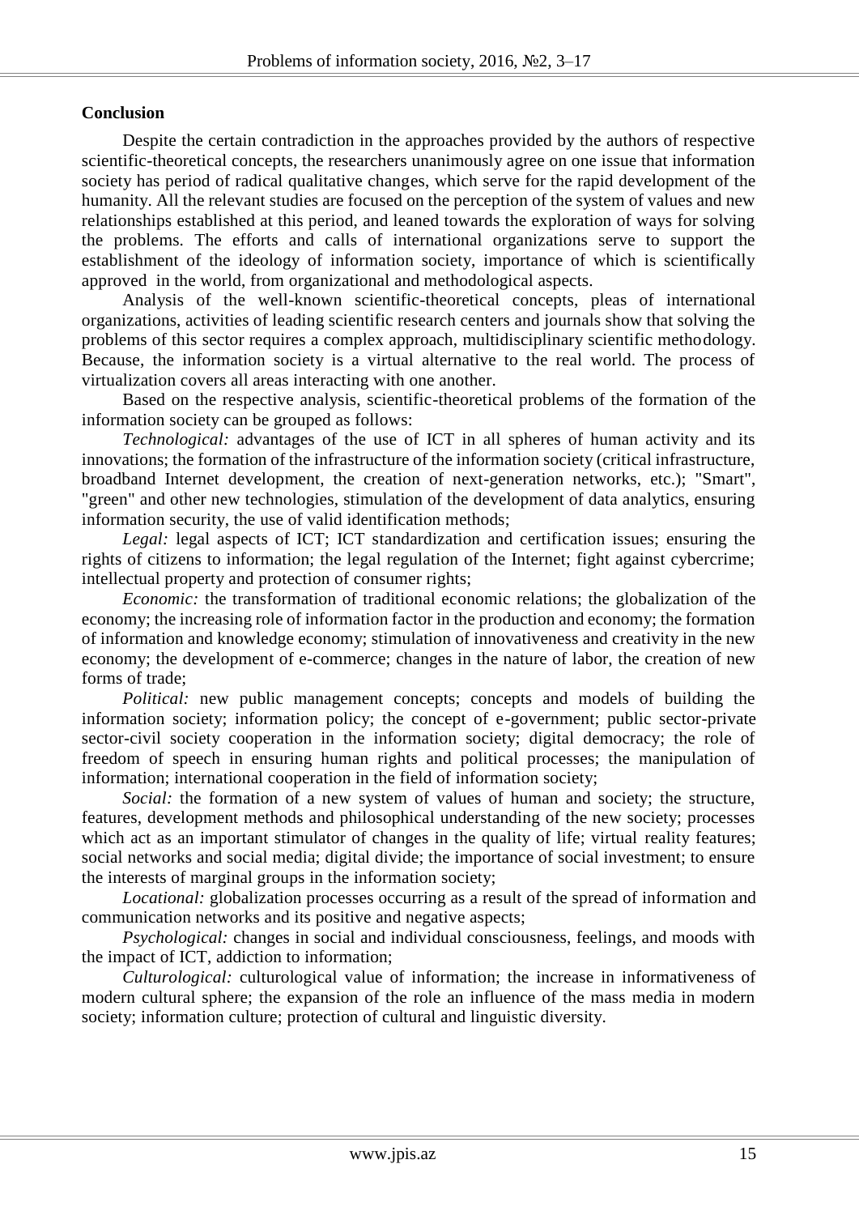**Conclusion**

Despite the certain contradiction in the approaches provided by the authors of respective scientific-theoretical concepts, the researchers unanimously agree on one issue that information society has period of radical qualitative changes, which serve for the rapid development of the humanity. All the relevant studies are focused on the perception of the system of values and new relationships established at this period, and leaned towards the exploration of ways for solving the problems. The efforts and calls of international organizations serve to support the establishment of the ideology of information society, importance of which is scientifically approved in the world, from organizational and methodological aspects.

Analysis of the well-known scientific-theoretical concepts, pleas of international organizations, activities of leading scientific research centers and journals show that solving the problems of this sector requires a complex approach, multidisciplinary scientific methodology. Because, the information society is a virtual alternative to the real world. The process of virtualization covers all areas interacting with one another.

Based on the respective analysis, scientific-theoretical problems of the formation of the information society can be grouped as follows:

*Technological:* advantages of the use of ICT in all spheres of human activity and its innovations; the formation of the infrastructure of the information society (critical infrastructure, broadband Internet development, the creation of next-generation networks, etc.); "Smart", "green" and other new technologies, stimulation of the development of data analytics, ensuring information security, the use of valid identification methods;

*Legal:* legal aspects of ICT; ICT standardization and certification issues; ensuring the rights of citizens to information; the legal regulation of the Internet; fight against cybercrime; intellectual property and protection of consumer rights;

*Economic:* the transformation of traditional economic relations; the globalization of the economy; the increasing role of information factor in the production and economy; the formation of information and knowledge economy; stimulation of innovativeness and creativity in the new economy; the development of e-commerce; changes in the nature of labor, the creation of new forms of trade;

*Political:* new public management concepts; concepts and models of building the information society; information policy; the concept of e-government; public sector-private sector-civil society cooperation in the information society; digital democracy; the role of freedom of speech in ensuring human rights and political processes; the manipulation of information; international cooperation in the field of information society;

*Social:* the formation of a new system of values of human and society; the structure, features, development methods and philosophical understanding of the new society; processes which act as an important stimulator of changes in the quality of life; virtual reality features; social networks and social media; digital divide; the importance of social investment; to ensure the interests of marginal groups in the information society;

*Locational:* globalization processes occurring as a result of the spread of information and communication networks and its positive and negative aspects;

*Psychological:* changes in social and individual consciousness, feelings, and moods with the impact of ICT, addiction to information;

*Culturological:* culturological value of information; the increase in informativeness of modern cultural sphere; the expansion of the role an influence of the mass media in modern society; information culture; protection of cultural and linguistic diversity.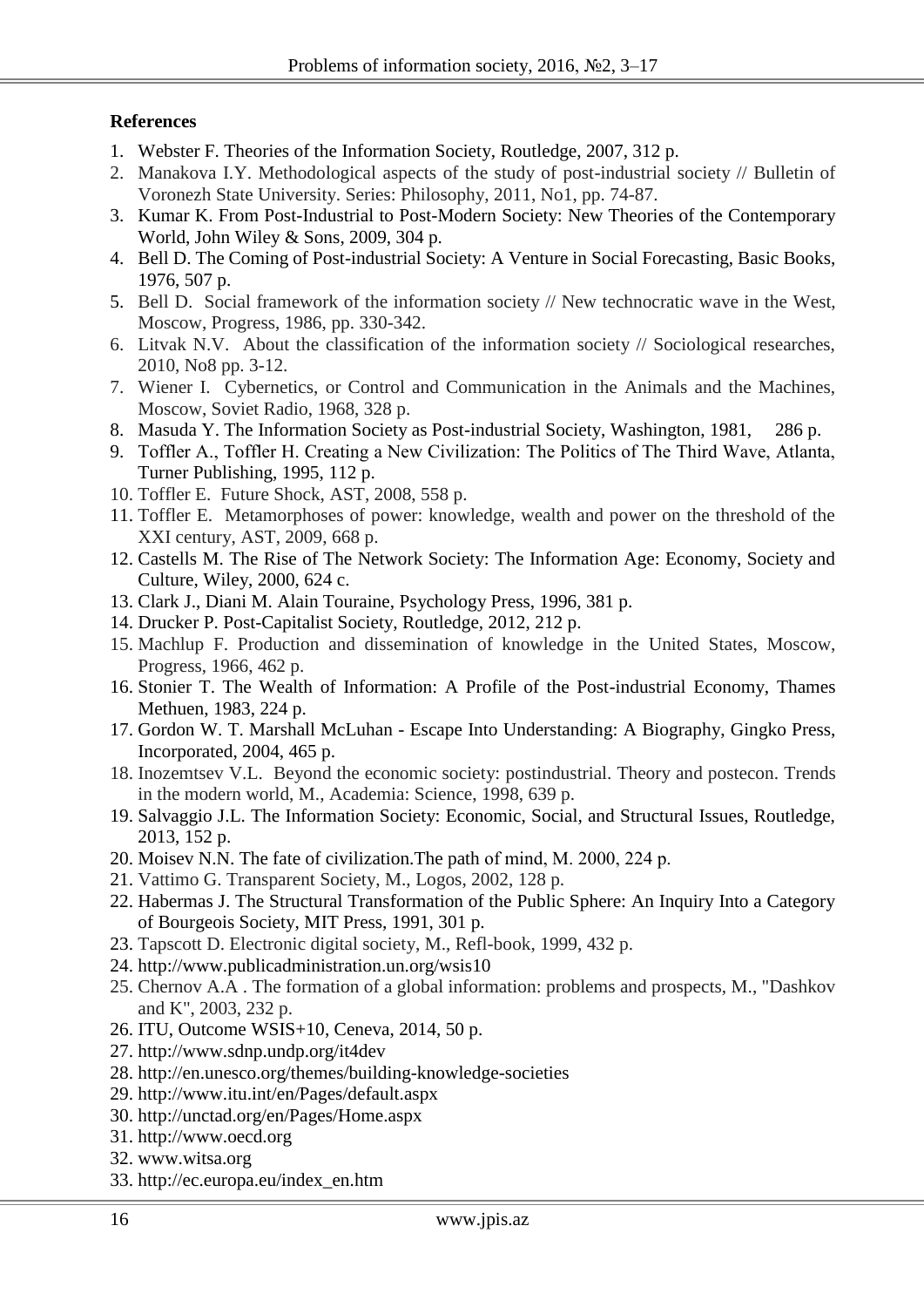**References**

1. Webster F. Theories of the Information Society, Routledge, 2007, 312 p.
2. Manakova I.Y. Methodological aspects of the study of post-industrial society // Bulletin of Voronezh State University. Series: Philosophy, 2011, No1, pp. 74-87.
3. Kumar K. From Post-Industrial to Post-Modern Society: New Theories of the Contemporary World, John Wiley & Sons, 2009, 304 p.
4. Bell D. The Coming of Post-industrial Society: A Venture in Social Forecasting, Basic Books, 1976, 507 p.
5. Bell D. Social framework of the information society // New technocratic wave in the West, Moscow, Progress, 1986, pp. 330-342.
6. Litvak N.V. About the classification of the information society // Sociological researches, 2010, No8 pp. 3-12.
7. Wiener I. Cybernetics, or Control and Communication in the Animals and the Machines, Moscow, Soviet Radio, 1968, 328 p.
8. Masuda Y. The Information Society as Post-industrial Society, Washington, 1981, 286 p.
9. Toffler A., Toffler H. Creating a New Civilization: The Politics of The Third Wave, Atlanta, Turner Publishing, 1995, 112 p.
10. Toffler E. Future Shock, AST, 2008, 558 p.
11. Toffler E. Metamorphoses of power: knowledge, wealth and power on the threshold of the XXI century, AST, 2009, 668 p.
12. Castells M. The Rise of The Network Society: The Information Age: Economy, Society and Culture, Wiley, 2000, 624 c.
13. Clark J., Diani M. Alain Touraine, Psychology Press, 1996, 381 p.
14. Drucker P. Post-Capitalist Society, Routledge, 2012, 212 p.
15. Machlup F. Production and dissemination of knowledge in the United States, Moscow, Progress, 1966, 462 p.
16. Stonier T. The Wealth of Information: A Profile of the Post-industrial Economy, Thames Methuen, 1983, 224 p.
17. Gordon W. T. Marshall McLuhan - Escape Into Understanding: A Biography, Gingko Press, Incorporated, 2004, 465 p.
18. Inozemtsev V.L. Beyond the economic society: postindustrial. Theory and postecon. Trends in the modern world, M., Academia: Science, 1998, 639 p.
19. Salvaggio J.L. The Information Society: Economic, Social, and Structural Issues, Routledge, 2013, 152 p.
20. Moisev N.N. The fate of civilization.The path of mind, M. 2000, 224 p.
21. Vattimo G. Transparent Society, M., Logos, 2002, 128 p.
22. Habermas J. The Structural Transformation of the Public Sphere: An Inquiry Into a Category of Bourgeois Society, MIT Press, 1991, 301 p.
23. Tapscott D. Electronic digital society, M., Refl-book, 1999, 432 p.
24. http://www.publicadministration.un.org/wsis10
25. Chernov A.A . The formation of a global information: problems and prospects, M., "Dashkov and K", 2003, 232 p.
26. ITU, Outcome WSIS+10, Ceneva, 2014, 50 p.
27. http://www.sdnp.undp.org/it4dev
28. http://en.unesco.org/themes/building-knowledge-societies
29. http://www.itu.int/en/Pages/default.aspx
30. http://unctad.org/en/Pages/Home.aspx
31. http://www.oecd.org
32. www.witsa.org
33. http://ec.europa.eu/index_en.htm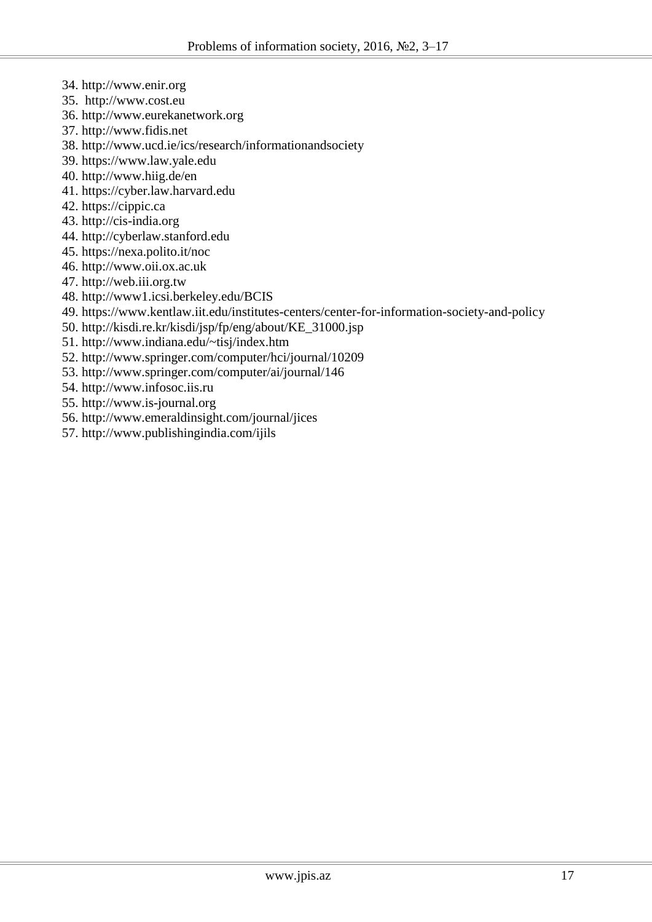34. http://www.enir.org
35. http://www.cost.eu
36. http://www.eurekanetwork.org
37. http://www.fidis.net
38. http://www.ucd.ie/ics/research/informationandsociety
39. https://www.law.yale.edu
40. http://www.hiig.de/en
41. https://cyber.law.harvard.edu
42. https://cippic.ca
43. http://cis-india.org
44. http://cyberlaw.stanford.edu
45. https://nexa.polito.it/noc
46. http://www.oii.ox.ac.uk
47. http://web.iii.org.tw
48. http://www1.icsi.berkeley.edu/BCIS
49. https://www.kentlaw.iit.edu/institutes-centers/center-for-information-society-and-policy
50. http://kisdi.re.kr/kisdi/jsp/fp/eng/about/KE_31000.jsp
51. http://www.indiana.edu/~tisj/index.htm
52. http://www.springer.com/computer/hci/journal/10209
53. http://www.springer.com/computer/ai/journal/146
54. http://www.infosoc.iis.ru
55. http://www.is-journal.org
56. http://www.emeraldinsight.com/journal/jices
57. http://www.publishingindia.com/ijils